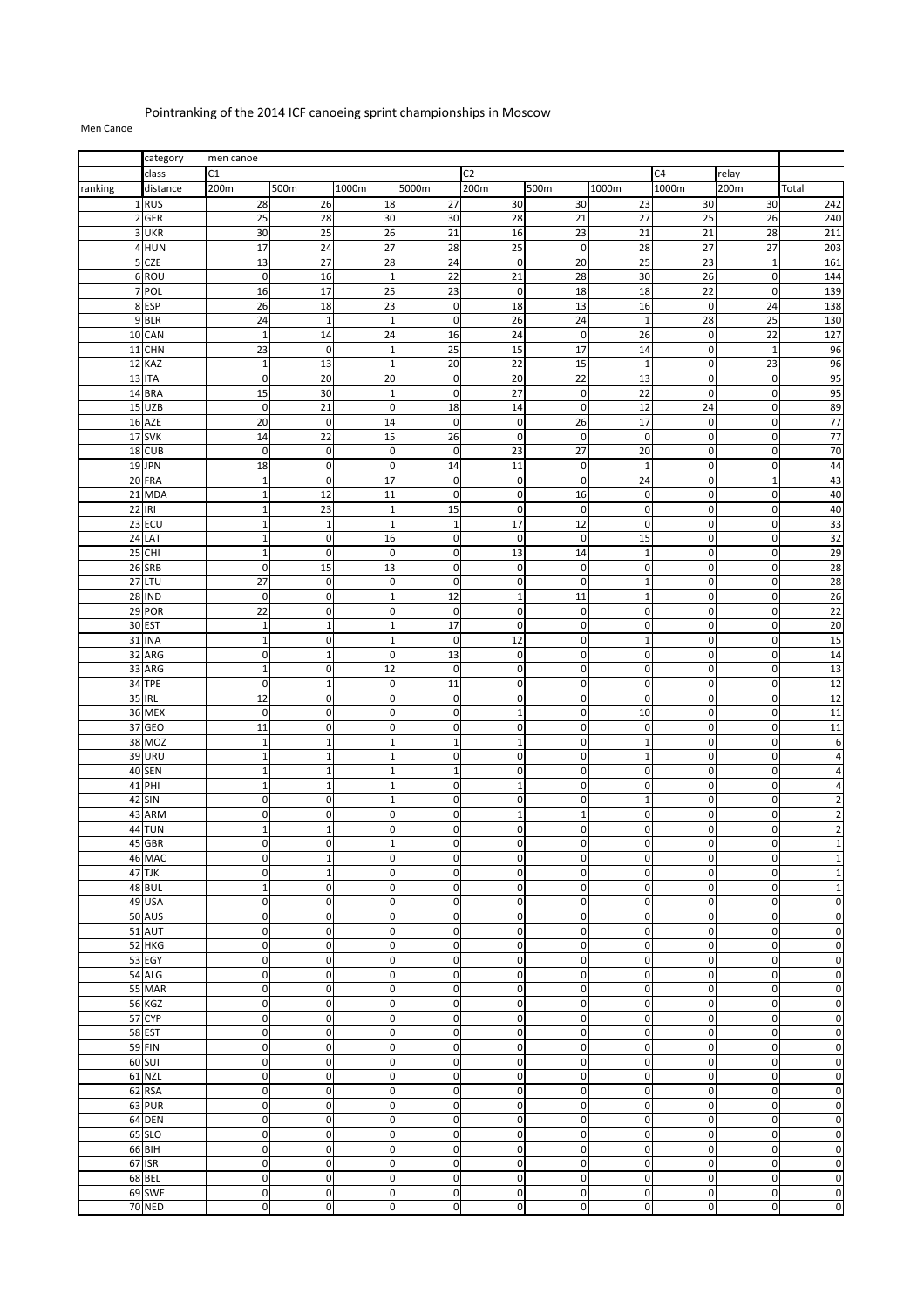Pointranking of the 2014 ICF canoeing sprint championships in Moscow

Men Canoe

| | category | men canoe | | | | | | | | | |
|---|---|---|---|---|---|---|---|---|---|---|---|
| | class | C1 | | | | C2 | | | C4 | relay | |
| ranking | distance | 200m | 500m | 1000m | 5000m | 200m | 500m | 1000m | 1000m | 200m | Total |
| 1 | RUS | 28 | 26 | 18 | 27 | 30 | 30 | 23 | 30 | 30 | 242 |
| 2 | GER | 25 | 28 | 30 | 30 | 28 | 21 | 27 | 25 | 26 | 240 |
| 3 | UKR | 30 | 25 | 26 | 21 | 16 | 23 | 21 | 21 | 28 | 211 |
| 4 | HUN | 17 | 24 | 27 | 28 | 25 | 0 | 28 | 27 | 27 | 203 |
| 5 | CZE | 13 | 27 | 28 | 24 | 0 | 20 | 25 | 23 | 1 | 161 |
| 6 | ROU | 0 | 16 | 1 | 22 | 21 | 28 | 30 | 26 | 0 | 144 |
| 7 | POL | 16 | 17 | 25 | 23 | 0 | 18 | 18 | 22 | 0 | 139 |
| 8 | ESP | 26 | 18 | 23 | 0 | 18 | 13 | 16 | 0 | 24 | 138 |
| 9 | BLR | 24 | 1 | 1 | 0 | 26 | 24 | 1 | 28 | 25 | 130 |
| 10 | CAN | 1 | 14 | 24 | 16 | 24 | 0 | 26 | 0 | 22 | 127 |
| 11 | CHN | 23 | 0 | 1 | 25 | 15 | 17 | 14 | 0 | 1 | 96 |
| 12 | KAZ | 1 | 13 | 1 | 20 | 22 | 15 | 1 | 0 | 23 | 96 |
| 13 | ITA | 0 | 20 | 20 | 0 | 20 | 22 | 13 | 0 | 0 | 95 |
| 14 | BRA | 15 | 30 | 1 | 0 | 27 | 0 | 22 | 0 | 0 | 95 |
| 15 | UZB | 0 | 21 | 0 | 18 | 14 | 0 | 12 | 24 | 0 | 89 |
| 16 | AZE | 20 | 0 | 14 | 0 | 0 | 26 | 17 | 0 | 0 | 77 |
| 17 | SVK | 14 | 22 | 15 | 26 | 0 | 0 | 0 | 0 | 0 | 77 |
| 18 | CUB | 0 | 0 | 0 | 0 | 23 | 27 | 20 | 0 | 0 | 70 |
| 19 | JPN | 18 | 0 | 0 | 14 | 11 | 0 | 1 | 0 | 0 | 44 |
| 20 | FRA | 1 | 0 | 17 | 0 | 0 | 0 | 24 | 0 | 1 | 43 |
| 21 | MDA | 1 | 12 | 11 | 0 | 0 | 16 | 0 | 0 | 0 | 40 |
| 22 | IRI | 1 | 23 | 1 | 15 | 0 | 0 | 0 | 0 | 0 | 40 |
| 23 | ECU | 1 | 1 | 1 | 1 | 17 | 12 | 0 | 0 | 0 | 33 |
| 24 | LAT | 1 | 0 | 16 | 0 | 0 | 0 | 15 | 0 | 0 | 32 |
| 25 | CHI | 1 | 0 | 0 | 0 | 13 | 14 | 1 | 0 | 0 | 29 |
| 26 | SRB | 0 | 15 | 13 | 0 | 0 | 0 | 0 | 0 | 0 | 28 |
| 27 | LTU | 27 | 0 | 0 | 0 | 0 | 0 | 1 | 0 | 0 | 28 |
| 28 | IND | 0 | 0 | 1 | 12 | 1 | 11 | 1 | 0 | 0 | 26 |
| 29 | POR | 22 | 0 | 0 | 0 | 0 | 0 | 0 | 0 | 0 | 22 |
| 30 | EST | 1 | 1 | 1 | 17 | 0 | 0 | 0 | 0 | 0 | 20 |
| 31 | INA | 1 | 0 | 1 | 0 | 12 | 0 | 1 | 0 | 0 | 15 |
| 32 | ARG | 0 | 1 | 0 | 13 | 0 | 0 | 0 | 0 | 0 | 14 |
| 33 | ARG | 1 | 0 | 12 | 0 | 0 | 0 | 0 | 0 | 0 | 13 |
| 34 | TPE | 0 | 1 | 0 | 11 | 0 | 0 | 0 | 0 | 0 | 12 |
| 35 | IRL | 12 | 0 | 0 | 0 | 0 | 0 | 0 | 0 | 0 | 12 |
| 36 | MEX | 0 | 0 | 0 | 0 | 1 | 0 | 10 | 0 | 0 | 11 |
| 37 | GEO | 11 | 0 | 0 | 0 | 0 | 0 | 0 | 0 | 0 | 11 |
| 38 | MOZ | 1 | 1 | 1 | 1 | 1 | 0 | 1 | 0 | 0 | 6 |
| 39 | URU | 1 | 1 | 1 | 0 | 0 | 0 | 1 | 0 | 0 | 4 |
| 40 | SEN | 1 | 1 | 1 | 1 | 0 | 0 | 0 | 0 | 0 | 4 |
| 41 | PHI | 1 | 1 | 1 | 0 | 1 | 0 | 0 | 0 | 0 | 4 |
| 42 | SIN | 0 | 0 | 1 | 0 | 0 | 0 | 1 | 0 | 0 | 2 |
| 43 | ARM | 0 | 0 | 0 | 0 | 1 | 1 | 0 | 0 | 0 | 2 |
| 44 | TUN | 1 | 1 | 0 | 0 | 0 | 0 | 0 | 0 | 0 | 2 |
| 45 | GBR | 0 | 0 | 1 | 0 | 0 | 0 | 0 | 0 | 0 | 1 |
| 46 | MAC | 0 | 1 | 0 | 0 | 0 | 0 | 0 | 0 | 0 | 1 |
| 47 | TJK | 0 | 1 | 0 | 0 | 0 | 0 | 0 | 0 | 0 | 1 |
| 48 | BUL | 1 | 0 | 0 | 0 | 0 | 0 | 0 | 0 | 0 | 1 |
| 49 | USA | 0 | 0 | 0 | 0 | 0 | 0 | 0 | 0 | 0 | 0 |
| 50 | AUS | 0 | 0 | 0 | 0 | 0 | 0 | 0 | 0 | 0 | 0 |
| 51 | AUT | 0 | 0 | 0 | 0 | 0 | 0 | 0 | 0 | 0 | 0 |
| 52 | HKG | 0 | 0 | 0 | 0 | 0 | 0 | 0 | 0 | 0 | 0 |
| 53 | EGY | 0 | 0 | 0 | 0 | 0 | 0 | 0 | 0 | 0 | 0 |
| 54 | ALG | 0 | 0 | 0 | 0 | 0 | 0 | 0 | 0 | 0 | 0 |
| 55 | MAR | 0 | 0 | 0 | 0 | 0 | 0 | 0 | 0 | 0 | 0 |
| 56 | KGZ | 0 | 0 | 0 | 0 | 0 | 0 | 0 | 0 | 0 | 0 |
| 57 | CYP | 0 | 0 | 0 | 0 | 0 | 0 | 0 | 0 | 0 | 0 |
| 58 | EST | 0 | 0 | 0 | 0 | 0 | 0 | 0 | 0 | 0 | 0 |
| 59 | FIN | 0 | 0 | 0 | 0 | 0 | 0 | 0 | 0 | 0 | 0 |
| 60 | SUI | 0 | 0 | 0 | 0 | 0 | 0 | 0 | 0 | 0 | 0 |
| 61 | NZL | 0 | 0 | 0 | 0 | 0 | 0 | 0 | 0 | 0 | 0 |
| 62 | RSA | 0 | 0 | 0 | 0 | 0 | 0 | 0 | 0 | 0 | 0 |
| 63 | PUR | 0 | 0 | 0 | 0 | 0 | 0 | 0 | 0 | 0 | 0 |
| 64 | DEN | 0 | 0 | 0 | 0 | 0 | 0 | 0 | 0 | 0 | 0 |
| 65 | SLO | 0 | 0 | 0 | 0 | 0 | 0 | 0 | 0 | 0 | 0 |
| 66 | BIH | 0 | 0 | 0 | 0 | 0 | 0 | 0 | 0 | 0 | 0 |
| 67 | ISR | 0 | 0 | 0 | 0 | 0 | 0 | 0 | 0 | 0 | 0 |
| 68 | BEL | 0 | 0 | 0 | 0 | 0 | 0 | 0 | 0 | 0 | 0 |
| 69 | SWE | 0 | 0 | 0 | 0 | 0 | 0 | 0 | 0 | 0 | 0 |
| 70 | NED | 0 | 0 | 0 | 0 | 0 | 0 | 0 | 0 | 0 | 0 |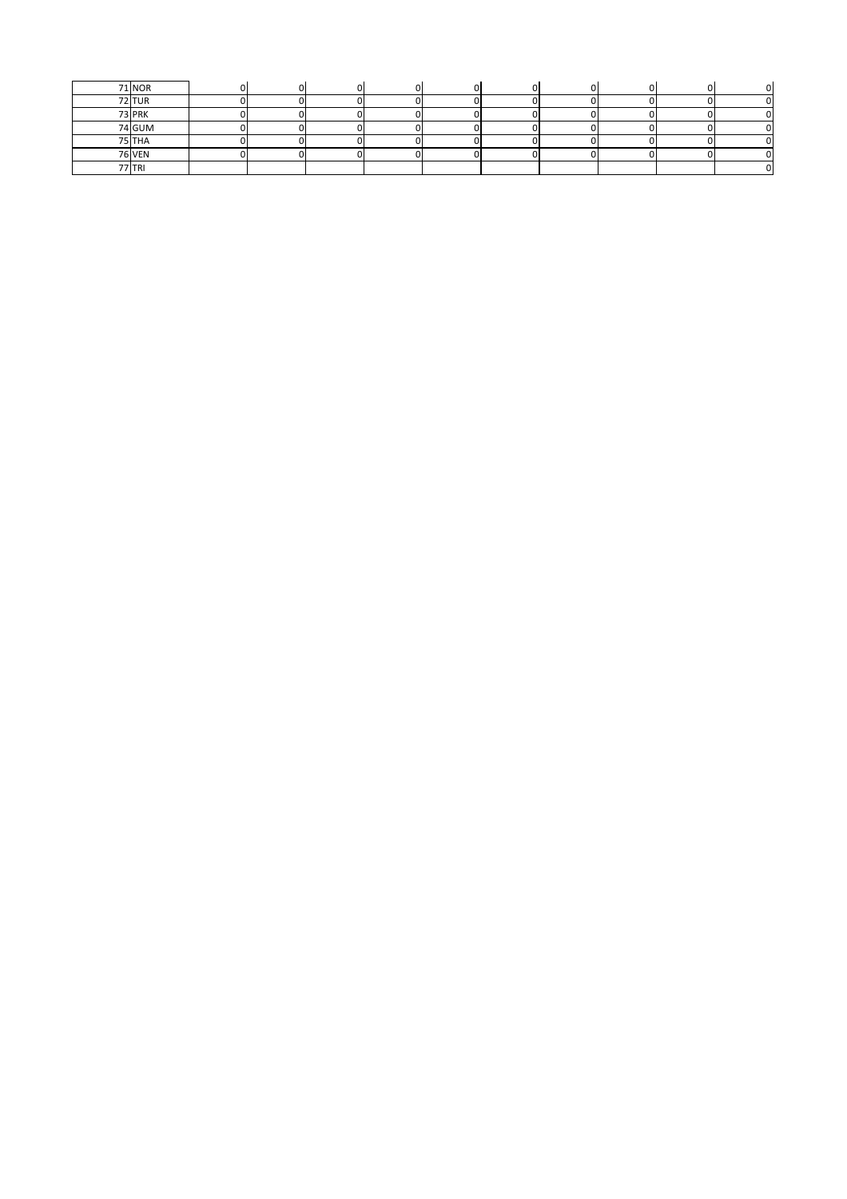| | | | | | | | | | | | |
|---|---|---|---|---|---|---|---|---|---|---|---|
| 71 | NOR | 0 | 0 | 0 | 0 | 0 | 0 | 0 | 0 | 0 | 0 |
| 72 | TUR | 0 | 0 | 0 | 0 | 0 | 0 | 0 | 0 | 0 | 0 |
| 73 | PRK | 0 | 0 | 0 | 0 | 0 | 0 | 0 | 0 | 0 | 0 |
| 74 | GUM | 0 | 0 | 0 | 0 | 0 | 0 | 0 | 0 | 0 | 0 |
| 75 | THA | 0 | 0 | 0 | 0 | 0 | 0 | 0 | 0 | 0 | 0 |
| 76 | VEN | 0 | 0 | 0 | 0 | 0 | 0 | 0 | 0 | 0 | 0 |
| 77 | TRI | | | | | | | | | | 0 |